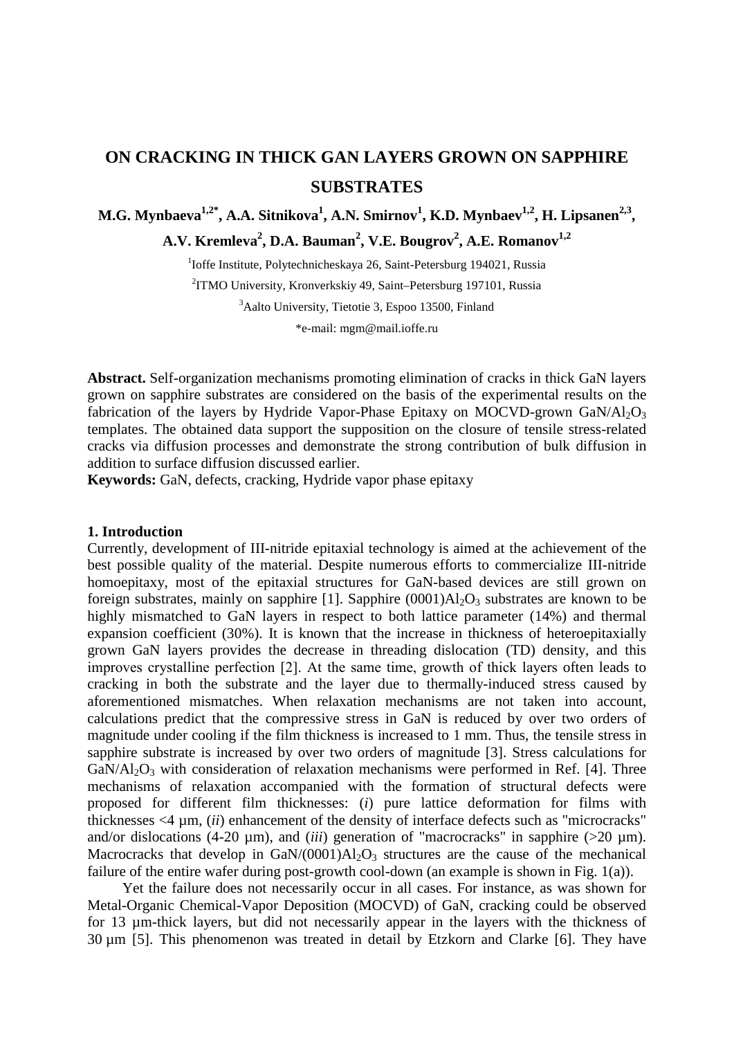# ON CRACKING IN THICK GAN LAYERS GROWN ON SAPPHIRE SUBSTRATES

**M.G. Mynbaeva[1,2*], A.A. Sitnikova[1], A.N. Smirnov[1], K.D. Mynbaev[1,2], H. Lipsanen[2,3], A.V. Kremleva[2], D.A. Bauman[2], V.E. Bougrov[2], A.E. Romanov[1,2]**

[1]Ioffe Institute, Polytechnicheskaya 26, Saint-Petersburg 194021, Russia

[2]ITMO University, Kronverkskiy 49, Saint–Petersburg 197101, Russia

[3]Aalto University, Tietotie 3, Espoo 13500, Finland

*e-mail: mgm@mail.ioffe.ru

**Abstract.** Self-organization mechanisms promoting elimination of cracks in thick GaN layers grown on sapphire substrates are considered on the basis of the experimental results on the fabrication of the layers by Hydride Vapor-Phase Epitaxy on MOCVD-grown GaN/$Al_2O_3$ templates. The obtained data support the supposition on the closure of tensile stress-related cracks via diffusion processes and demonstrate the strong contribution of bulk diffusion in addition to surface diffusion discussed earlier.

**Keywords:** GaN, defects, cracking, Hydride vapor phase epitaxy

## 1. Introduction

Currently, development of III-nitride epitaxial technology is aimed at the achievement of the best possible quality of the material. Despite numerous efforts to commercialize III-nitride homoepitaxy, most of the epitaxial structures for GaN-based devices are still grown on foreign substrates, mainly on sapphire [1]. Sapphire (0001)$Al_2O_3$ substrates are known to be highly mismatched to GaN layers in respect to both lattice parameter (14%) and thermal expansion coefficient (30%). It is known that the increase in thickness of heteroepitaxially grown GaN layers provides the decrease in threading dislocation (TD) density, and this improves crystalline perfection [2]. At the same time, growth of thick layers often leads to cracking in both the substrate and the layer due to thermally-induced stress caused by aforementioned mismatches. When relaxation mechanisms are not taken into account, calculations predict that the compressive stress in GaN is reduced by over two orders of magnitude under cooling if the film thickness is increased to 1 mm. Thus, the tensile stress in sapphire substrate is increased by over two orders of magnitude [3]. Stress calculations for GaN/$Al_2O_3$ with consideration of relaxation mechanisms were performed in Ref. [4]. Three mechanisms of relaxation accompanied with the formation of structural defects were proposed for different film thicknesses: (*i*) pure lattice deformation for films with thicknesses <4 µm, (*ii*) enhancement of the density of interface defects such as "microcracks" and/or dislocations (4-20 µm), and (*iii*) generation of "macrocracks" in sapphire (>20 µm). Macrocracks that develop in GaN/(0001)$Al_2O_3$ structures are the cause of the mechanical failure of the entire wafer during post-growth cool-down (an example is shown in Fig. 1(a)).

Yet the failure does not necessarily occur in all cases. For instance, as was shown for Metal-Organic Chemical-Vapor Deposition (MOCVD) of GaN, cracking could be observed for 13 µm-thick layers, but did not necessarily appear in the layers with the thickness of 30 µm [5]. This phenomenon was treated in detail by Etzkorn and Clarke [6]. They have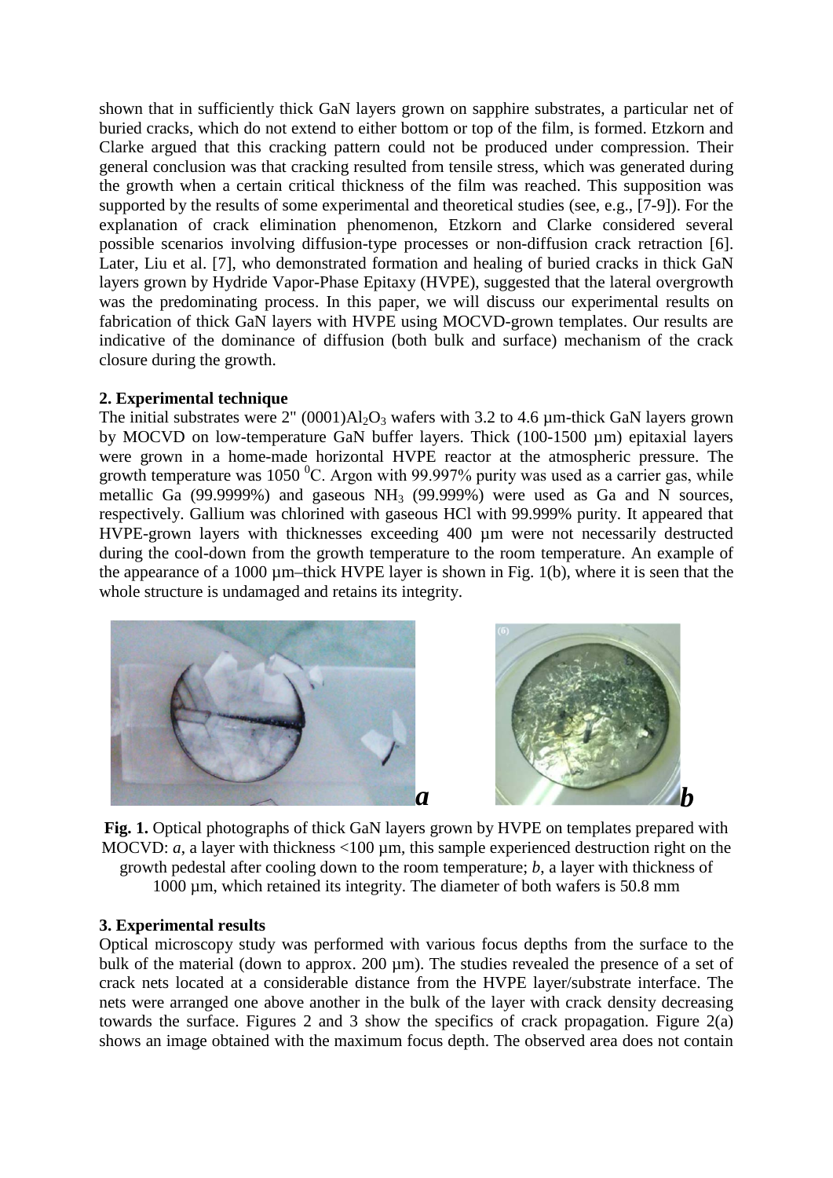shown that in sufficiently thick GaN layers grown on sapphire substrates, a particular net of buried cracks, which do not extend to either bottom or top of the film, is formed. Etzkorn and Clarke argued that this cracking pattern could not be produced under compression. Their general conclusion was that cracking resulted from tensile stress, which was generated during the growth when a certain critical thickness of the film was reached. This supposition was supported by the results of some experimental and theoretical studies (see, e.g., [7-9]). For the explanation of crack elimination phenomenon, Etzkorn and Clarke considered several possible scenarios involving diffusion-type processes or non-diffusion crack retraction [6]. Later, Liu et al. [7], who demonstrated formation and healing of buried cracks in thick GaN layers grown by Hydride Vapor-Phase Epitaxy (HVPE), suggested that the lateral overgrowth was the predominating process. In this paper, we will discuss our experimental results on fabrication of thick GaN layers with HVPE using MOCVD-grown templates. Our results are indicative of the dominance of diffusion (both bulk and surface) mechanism of the crack closure during the growth.

## 2. Experimental technique

The initial substrates were 2" $(0001)Al_2O_3$ wafers with 3.2 to 4.6 µm-thick GaN layers grown by MOCVD on low-temperature GaN buffer layers. Thick (100-1500 µm) epitaxial layers were grown in a home-made horizontal HVPE reactor at the atmospheric pressure. The growth temperature was 1050 $^0$C. Argon with 99.997% purity was used as a carrier gas, while metallic Ga (99.9999%) and gaseous $NH_3$ (99.999%) were used as Ga and N sources, respectively. Gallium was chlorined with gaseous HCl with 99.999% purity. It appeared that HVPE-grown layers with thicknesses exceeding 400 µm were not necessarily destructed during the cool-down from the growth temperature to the room temperature. An example of the appearance of a 1000 µm–thick HVPE layer is shown in Fig. 1(b), where it is seen that the whole structure is undamaged and retains its integrity.

**Fig. 1.** Optical photographs of thick GaN layers grown by HVPE on templates prepared with MOCVD: *a*, a layer with thickness <100 µm, this sample experienced destruction right on the growth pedestal after cooling down to the room temperature; *b*, a layer with thickness of 1000 µm, which retained its integrity. The diameter of both wafers is 50.8 mm

## 3. Experimental results

Optical microscopy study was performed with various focus depths from the surface to the bulk of the material (down to approx. 200 µm). The studies revealed the presence of a set of crack nets located at a considerable distance from the HVPE layer/substrate interface. The nets were arranged one above another in the bulk of the layer with crack density decreasing towards the surface. Figures 2 and 3 show the specifics of crack propagation. Figure 2(a) shows an image obtained with the maximum focus depth. The observed area does not contain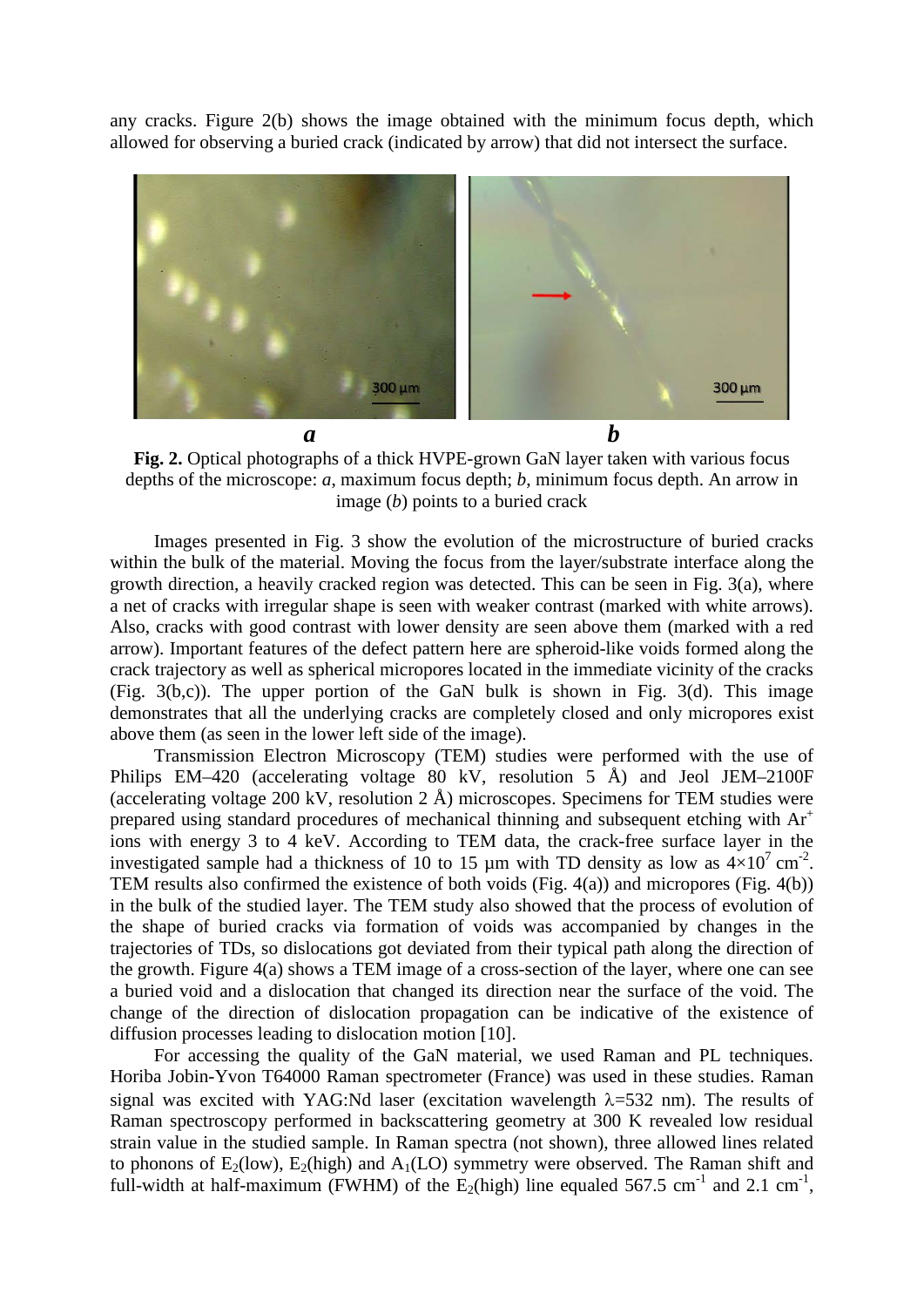any cracks. Figure 2(b) shows the image obtained with the minimum focus depth, which allowed for observing a buried crack (indicated by arrow) that did not intersect the surface.

**Fig. 2.** Optical photographs of a thick HVPE-grown GaN layer taken with various focus depths of the microscope: *a*, maximum focus depth; *b*, minimum focus depth. An arrow in image (*b*) points to a buried crack

Images presented in Fig. 3 show the evolution of the microstructure of buried cracks within the bulk of the material. Moving the focus from the layer/substrate interface along the growth direction, a heavily cracked region was detected. This can be seen in Fig. 3(a), where a net of cracks with irregular shape is seen with weaker contrast (marked with white arrows). Also, cracks with good contrast with lower density are seen above them (marked with a red arrow). Important features of the defect pattern here are spheroid-like voids formed along the crack trajectory as well as spherical micropores located in the immediate vicinity of the cracks (Fig. 3(b,c)). The upper portion of the GaN bulk is shown in Fig. 3(d). This image demonstrates that all the underlying cracks are completely closed and only micropores exist above them (as seen in the lower left side of the image).

Transmission Electron Microscopy (TEM) studies were performed with the use of Philips EM–420 (accelerating voltage 80 kV, resolution 5 Å) and Jeol JEM–2100F (accelerating voltage 200 kV, resolution 2 Å) microscopes. Specimens for TEM studies were prepared using standard procedures of mechanical thinning and subsequent etching with $Ar^+$ ions with energy 3 to 4 keV. According to TEM data, the crack-free surface layer in the investigated sample had a thickness of 10 to 15 μm with TD density as low as $4\times10^7$ cm$^{-2}$. TEM results also confirmed the existence of both voids (Fig. 4(a)) and micropores (Fig. 4(b)) in the bulk of the studied layer. The TEM study also showed that the process of evolution of the shape of buried cracks via formation of voids was accompanied by changes in the trajectories of TDs, so dislocations got deviated from their typical path along the direction of the growth. Figure 4(a) shows a TEM image of a cross-section of the layer, where one can see a buried void and a dislocation that changed its direction near the surface of the void. The change of the direction of dislocation propagation can be indicative of the existence of diffusion processes leading to dislocation motion [10].

For accessing the quality of the GaN material, we used Raman and PL techniques. Horiba Jobin-Yvon T64000 Raman spectrometer (France) was used in these studies. Raman signal was excited with YAG:Nd laser (excitation wavelength $\lambda$=532 nm). The results of Raman spectroscopy performed in backscattering geometry at 300 K revealed low residual strain value in the studied sample. In Raman spectra (not shown), three allowed lines related to phonons of $E_2$(low), $E_2$(high) and $A_1$(LO) symmetry were observed. The Raman shift and full-width at half-maximum (FWHM) of the $E_2$(high) line equaled 567.5 cm$^{-1}$ and 2.1 cm$^{-1}$,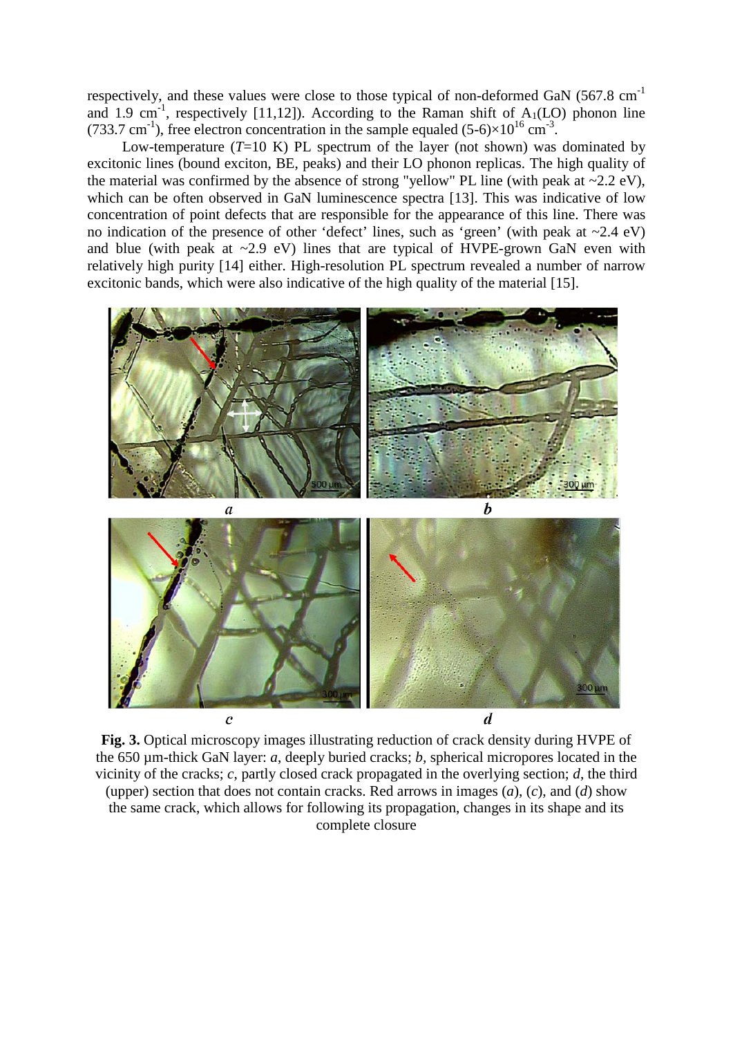respectively, and these values were close to those typical of non-deformed GaN (567.8 $cm^{-1}$ and 1.9 $cm^{-1}$, respectively [11,12]). According to the Raman shift of $A_1$(LO) phonon line (733.7 $cm^{-1}$), free electron concentration in the sample equaled (5-6)×$10^{16}$ $cm^{-3}$.

Low-temperature ($T$=10 K) PL spectrum of the layer (not shown) was dominated by excitonic lines (bound exciton, BE, peaks) and their LO phonon replicas. The high quality of the material was confirmed by the absence of strong "yellow" PL line (with peak at ~2.2 eV), which can be often observed in GaN luminescence spectra [13]. This was indicative of low concentration of point defects that are responsible for the appearance of this line. There was no indication of the presence of other 'defect' lines, such as 'green' (with peak at ~2.4 eV) and blue (with peak at ~2.9 eV) lines that are typical of HVPE-grown GaN even with relatively high purity [14] either. High-resolution PL spectrum revealed a number of narrow excitonic bands, which were also indicative of the high quality of the material [15].

**Fig. 3.** Optical microscopy images illustrating reduction of crack density during HVPE of the 650 µm-thick GaN layer: *a*, deeply buried cracks; *b*, spherical micropores located in the vicinity of the cracks; *c*, partly closed crack propagated in the overlying section; *d*, the third (upper) section that does not contain cracks. Red arrows in images (*a*), (*c*), and (*d*) show the same crack, which allows for following its propagation, changes in its shape and its complete closure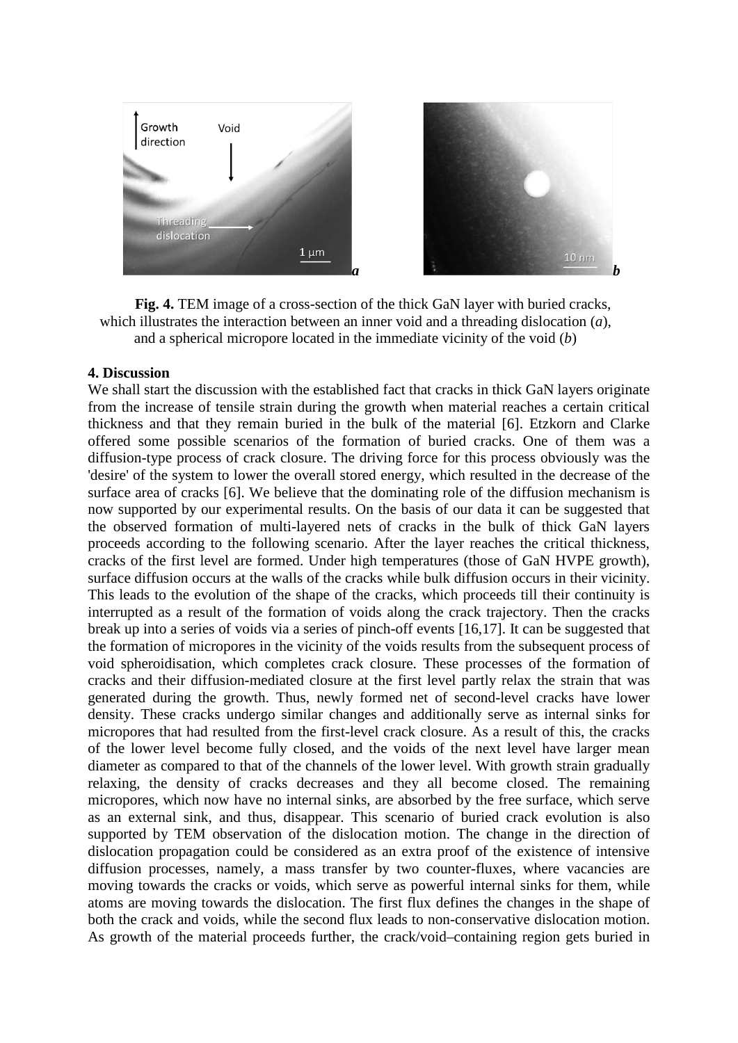**Fig. 4.** TEM image of a cross-section of the thick GaN layer with buried cracks, which illustrates the interaction between an inner void and a threading dislocation (*a*), and a spherical micropore located in the immediate vicinity of the void (*b*)

## 4. Discussion

We shall start the discussion with the established fact that cracks in thick GaN layers originate from the increase of tensile strain during the growth when material reaches a certain critical thickness and that they remain buried in the bulk of the material [6]. Etzkorn and Clarke offered some possible scenarios of the formation of buried cracks. One of them was a diffusion-type process of crack closure. The driving force for this process obviously was the 'desire' of the system to lower the overall stored energy, which resulted in the decrease of the surface area of cracks [6]. We believe that the dominating role of the diffusion mechanism is now supported by our experimental results. On the basis of our data it can be suggested that the observed formation of multi-layered nets of cracks in the bulk of thick GaN layers proceeds according to the following scenario. After the layer reaches the critical thickness, cracks of the first level are formed. Under high temperatures (those of GaN HVPE growth), surface diffusion occurs at the walls of the cracks while bulk diffusion occurs in their vicinity. This leads to the evolution of the shape of the cracks, which proceeds till their continuity is interrupted as a result of the formation of voids along the crack trajectory. Then the cracks break up into a series of voids via a series of pinch-off events [16,17]. It can be suggested that the formation of micropores in the vicinity of the voids results from the subsequent process of void spheroidisation, which completes crack closure. These processes of the formation of cracks and their diffusion-mediated closure at the first level partly relax the strain that was generated during the growth. Thus, newly formed net of second-level cracks have lower density. These cracks undergo similar changes and additionally serve as internal sinks for micropores that had resulted from the first-level crack closure. As a result of this, the cracks of the lower level become fully closed, and the voids of the next level have larger mean diameter as compared to that of the channels of the lower level. With growth strain gradually relaxing, the density of cracks decreases and they all become closed. The remaining micropores, which now have no internal sinks, are absorbed by the free surface, which serve as an external sink, and thus, disappear. This scenario of buried crack evolution is also supported by TEM observation of the dislocation motion. The change in the direction of dislocation propagation could be considered as an extra proof of the existence of intensive diffusion processes, namely, a mass transfer by two counter-fluxes, where vacancies are moving towards the cracks or voids, which serve as powerful internal sinks for them, while atoms are moving towards the dislocation. The first flux defines the changes in the shape of both the crack and voids, while the second flux leads to non-conservative dislocation motion. As growth of the material proceeds further, the crack/void–containing region gets buried in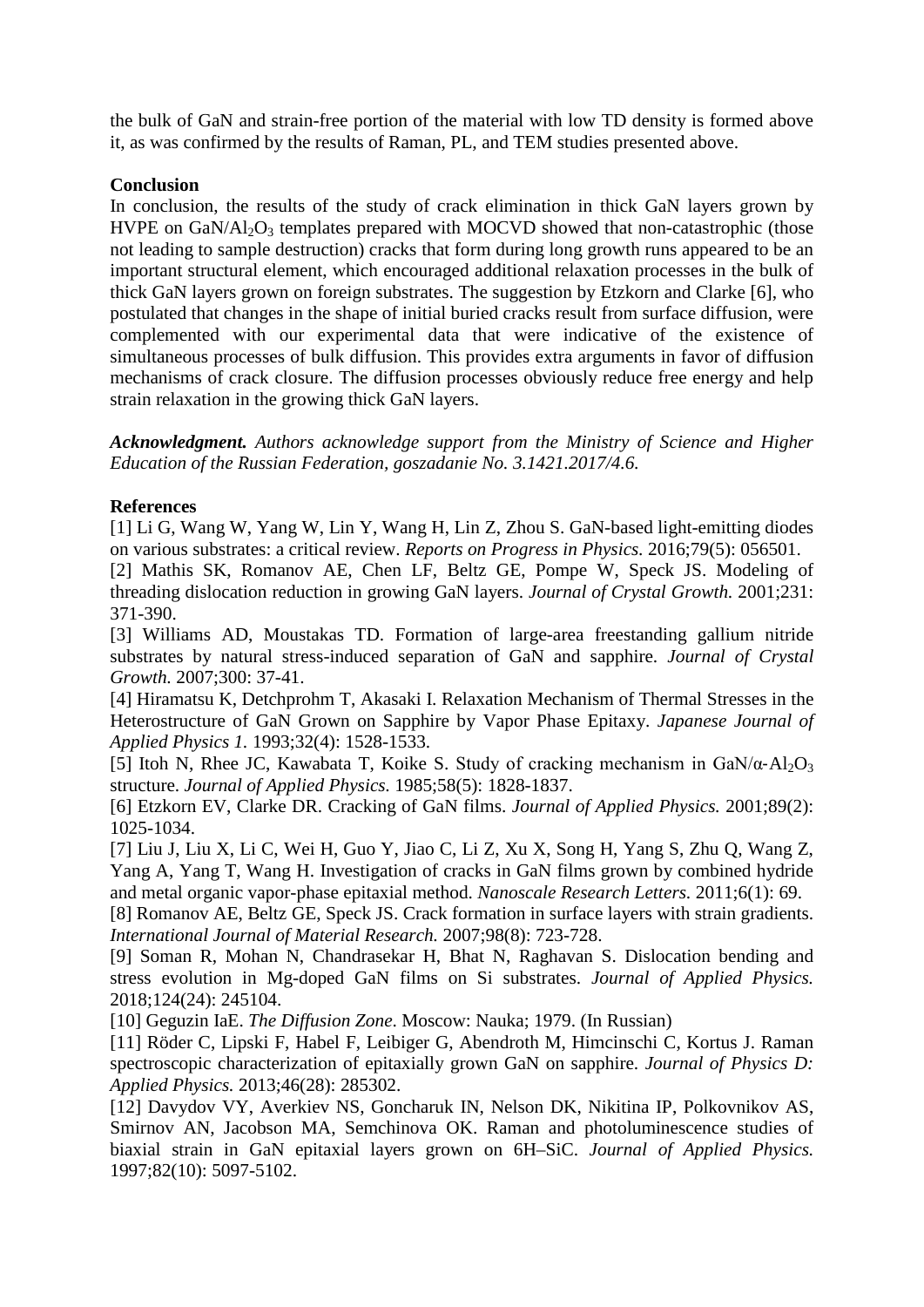the bulk of GaN and strain-free portion of the material with low TD density is formed above it, as was confirmed by the results of Raman, PL, and TEM studies presented above.

## Conclusion

In conclusion, the results of the study of crack elimination in thick GaN layers grown by HVPE on $GaN/Al_2O_3$ templates prepared with MOCVD showed that non-catastrophic (those not leading to sample destruction) cracks that form during long growth runs appeared to be an important structural element, which encouraged additional relaxation processes in the bulk of thick GaN layers grown on foreign substrates. The suggestion by Etzkorn and Clarke [6], who postulated that changes in the shape of initial buried cracks result from surface diffusion, were complemented with our experimental data that were indicative of the existence of simultaneous processes of bulk diffusion. This provides extra arguments in favor of diffusion mechanisms of crack closure. The diffusion processes obviously reduce free energy and help strain relaxation in the growing thick GaN layers.

***Acknowledgment.*** *Authors acknowledge support from the Ministry of Science and Higher Education of the Russian Federation, goszadanie No. 3.1421.2017/4.6.*

## References

[1] Li G, Wang W, Yang W, Lin Y, Wang H, Lin Z, Zhou S. GaN-based light-emitting diodes on various substrates: a critical review. *Reports on Progress in Physics.* 2016;79(5): 056501.

[2] Mathis SK, Romanov AE, Chen LF, Beltz GE, Pompe W, Speck JS. Modeling of threading dislocation reduction in growing GaN layers. *Journal of Crystal Growth.* 2001;231: 371-390.

[3] Williams AD, Moustakas TD. Formation of large-area freestanding gallium nitride substrates by natural stress-induced separation of GaN and sapphire. *Journal of Crystal Growth.* 2007;300: 37-41.

[4] Hiramatsu K, Detchprohm T, Akasaki I. Relaxation Mechanism of Thermal Stresses in the Heterostructure of GaN Grown on Sapphire by Vapor Phase Epitaxy. *Japanese Journal of Applied Physics 1.* 1993;32(4): 1528-1533.

[5] Itoh N, Rhee JC, Kawabata T, Koike S. Study of cracking mechanism in $GaN/\alpha\text{-}Al_2O_3$ structure. *Journal of Applied Physics.* 1985;58(5): 1828-1837.

[6] Etzkorn EV, Clarke DR. Cracking of GaN films. *Journal of Applied Physics.* 2001;89(2): 1025-1034.

[7] Liu J, Liu X, Li C, Wei H, Guo Y, Jiao C, Li Z, Xu X, Song H, Yang S, Zhu Q, Wang Z, Yang A, Yang T, Wang H. Investigation of cracks in GaN films grown by combined hydride and metal organic vapor-phase epitaxial method. *Nanoscale Research Letters.* 2011;6(1): 69.

[8] Romanov AE, Beltz GE, Speck JS. Crack formation in surface layers with strain gradients. *International Journal of Material Research.* 2007;98(8): 723-728.

[9] Soman R, Mohan N, Chandrasekar H, Bhat N, Raghavan S. Dislocation bending and stress evolution in Mg-doped GaN films on Si substrates. *Journal of Applied Physics.* 2018;124(24): 245104.

[10] Geguzin IaE. *The Diffusion Zone*. Moscow: Nauka; 1979. (In Russian)

[11] Röder C, Lipski F, Habel F, Leibiger G, Abendroth M, Himcinschi C, Kortus J. Raman spectroscopic characterization of epitaxially grown GaN on sapphire. *Journal of Physics D: Applied Physics.* 2013;46(28): 285302.

[12] Davydov VY, Averkiev NS, Goncharuk IN, Nelson DK, Nikitina IP, Polkovnikov AS, Smirnov AN, Jacobson MA, Semchinova OK. Raman and photoluminescence studies of biaxial strain in GaN epitaxial layers grown on 6H–SiC. *Journal of Applied Physics.* 1997;82(10): 5097-5102.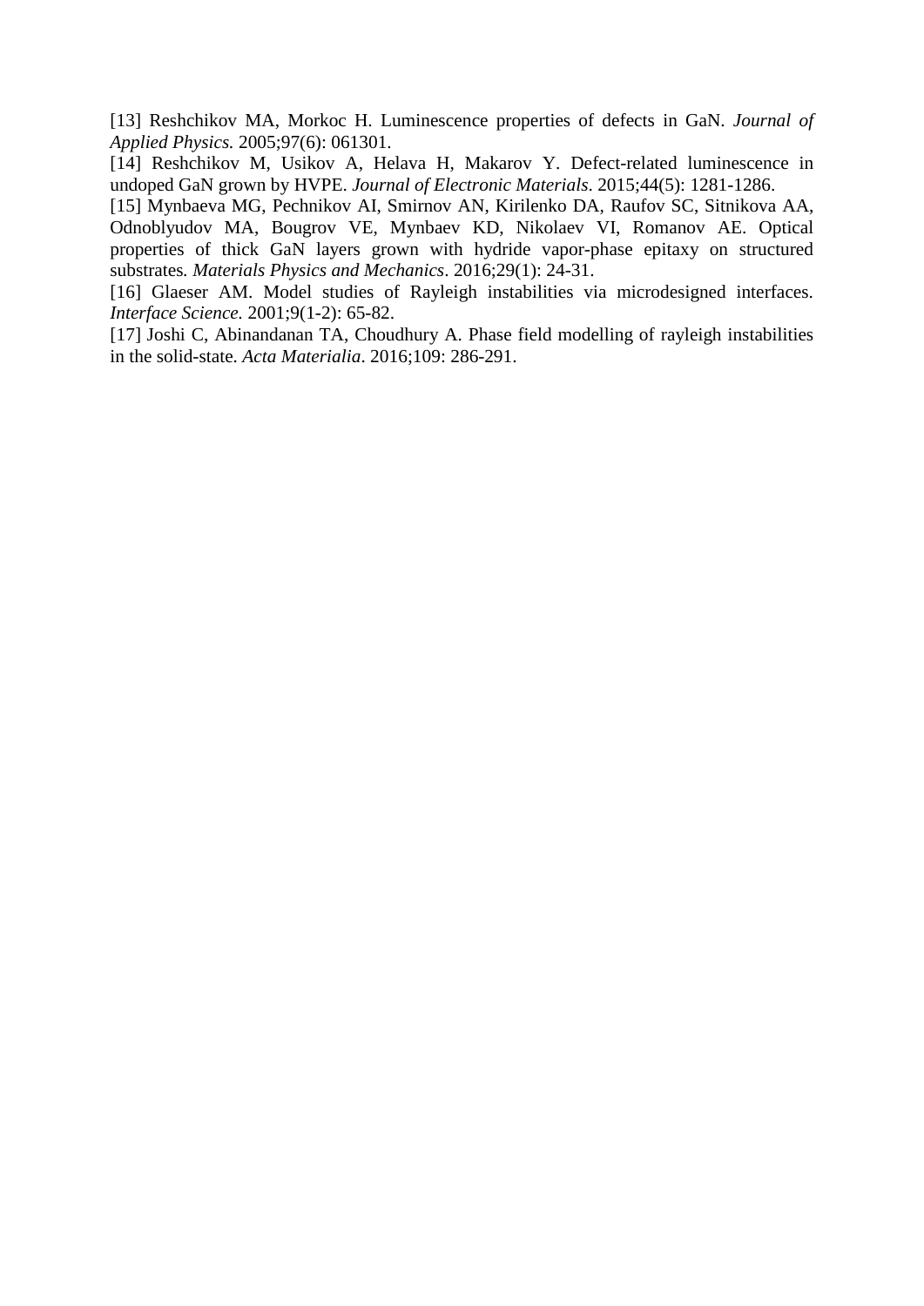[13] Reshchikov MA, Morkoc H. Luminescence properties of defects in GaN. *Journal of Applied Physics.* 2005;97(6): 061301.

[14] Reshchikov M, Usikov A, Helava H, Makarov Y. Defect-related luminescence in undoped GaN grown by HVPE. *Journal of Electronic Materials*. 2015;44(5): 1281-1286.

[15] Mynbaeva MG, Pechnikov AI, Smirnov AN, Kirilenko DA, Raufov SC, Sitnikova AA, Odnoblyudov MA, Bougrov VE, Mynbaev KD, Nikolaev VI, Romanov AE. Optical properties of thick GaN layers grown with hydride vapor-phase epitaxy on structured substrates*. Materials Physics and Mechanics*. 2016;29(1): 24-31.

[16] Glaeser AM. Model studies of Rayleigh instabilities via microdesigned interfaces. *Interface Science.* 2001;9(1-2): 65-82.

[17] Joshi C, Abinandanan TA, Choudhury A. Phase field modelling of rayleigh instabilities in the solid-state. *Acta Materialia*. 2016;109: 286-291.